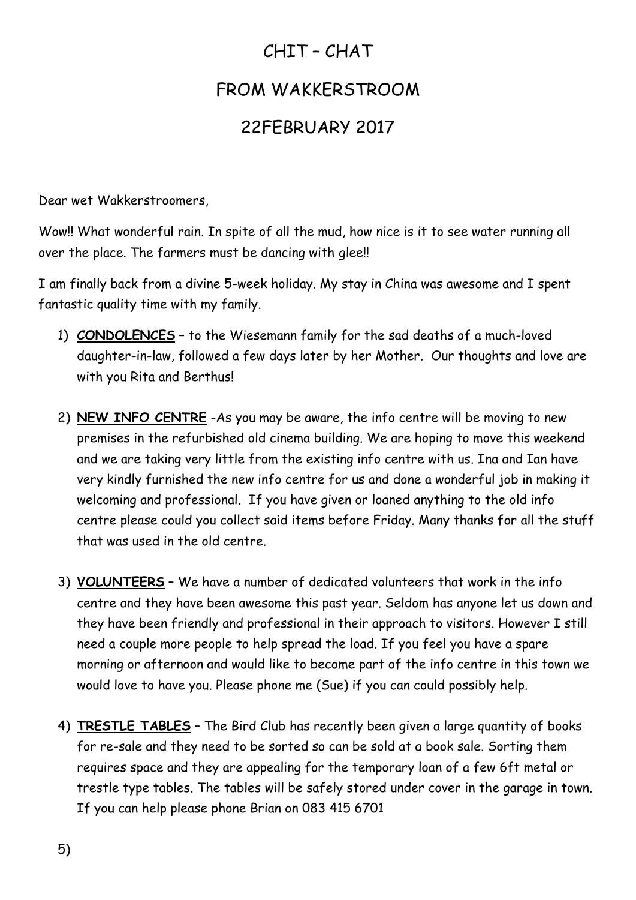# CHIT – CHAT

# FROM WAKKERSTROOM

# 22FEBRUARY 2017

Dear wet Wakkerstroomers,

Wow!! What wonderful rain. In spite of all the mud, how nice is it to see water running all over the place. The farmers must be dancing with glee!!

I am finally back from a divine 5-week holiday. My stay in China was awesome and I spent fantastic quality time with my family.

1) **<u>CONDOLENCES</u>** – to the Wiesemann family for the sad deaths of a much-loved daughter-in-law, followed a few days later by her Mother. Our thoughts and love are with you Rita and Berthus!

2) **<u>NEW INFO CENTRE</u>** -As you may be aware, the info centre will be moving to new premises in the refurbished old cinema building. We are hoping to move this weekend and we are taking very little from the existing info centre with us. Ina and Ian have very kindly furnished the new info centre for us and done a wonderful job in making it welcoming and professional. If you have given or loaned anything to the old info centre please could you collect said items before Friday. Many thanks for all the stuff that was used in the old centre.

3) **<u>VOLUNTEERS</u>** – We have a number of dedicated volunteers that work in the info centre and they have been awesome this past year. Seldom has anyone let us down and they have been friendly and professional in their approach to visitors. However I still need a couple more people to help spread the load. If you feel you have a spare morning or afternoon and would like to become part of the info centre in this town we would love to have you. Please phone me (Sue) if you can could possibly help.

4) **<u>TRESTLE TABLES</u>** – The Bird Club has recently been given a large quantity of books for re-sale and they need to be sorted so can be sold at a book sale. Sorting them requires space and they are appealing for the temporary loan of a few 6ft metal or trestle type tables. The tables will be safely stored under cover in the garage in town. If you can help please phone Brian on 083 415 6701

5)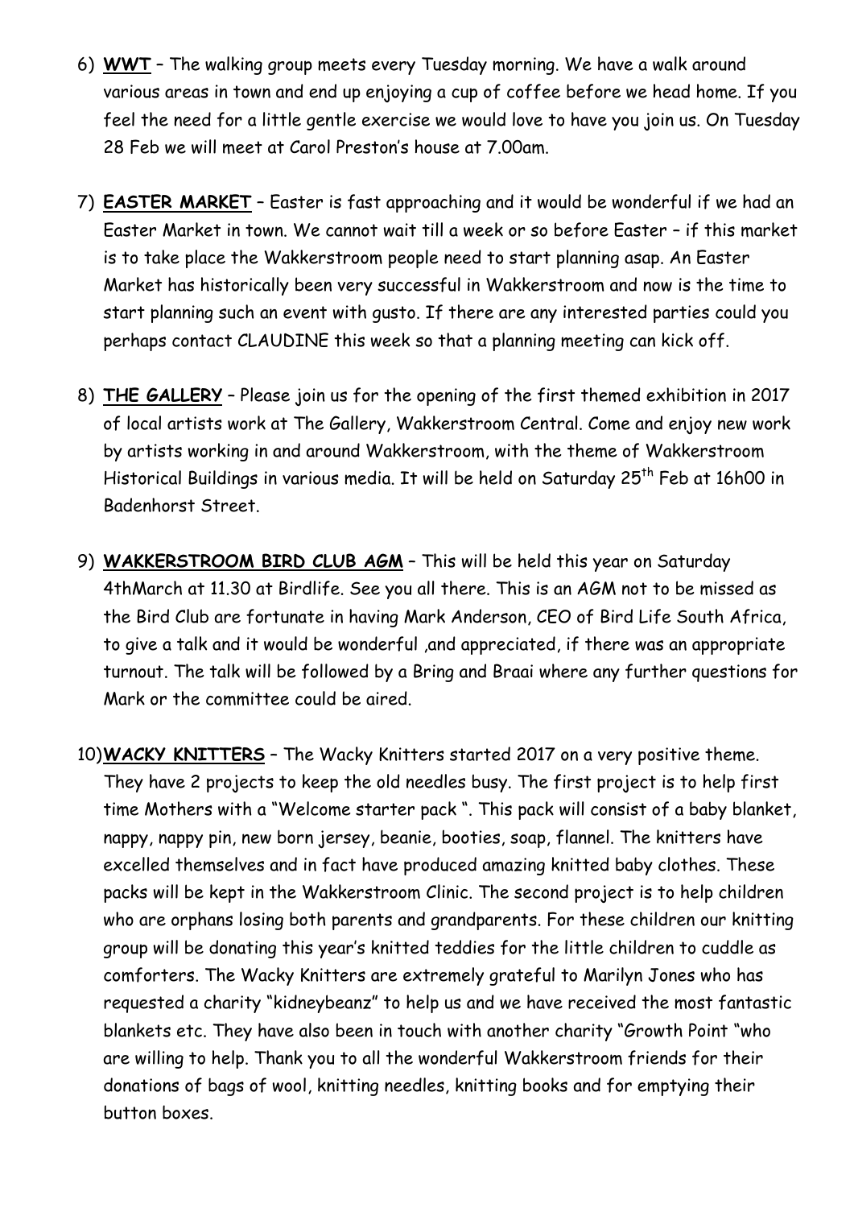6) **WWT** – The walking group meets every Tuesday morning. We have a walk around various areas in town and end up enjoying a cup of coffee before we head home. If you feel the need for a little gentle exercise we would love to have you join us. On Tuesday 28 Feb we will meet at Carol Preston's house at 7.00am.

7) **EASTER MARKET** – Easter is fast approaching and it would be wonderful if we had an Easter Market in town. We cannot wait till a week or so before Easter – if this market is to take place the Wakkerstroom people need to start planning asap. An Easter Market has historically been very successful in Wakkerstroom and now is the time to start planning such an event with gusto. If there are any interested parties could you perhaps contact CLAUDINE this week so that a planning meeting can kick off.

8) **THE GALLERY** – Please join us for the opening of the first themed exhibition in 2017 of local artists work at The Gallery, Wakkerstroom Central. Come and enjoy new work by artists working in and around Wakkerstroom, with the theme of Wakkerstroom Historical Buildings in various media. It will be held on Saturday 25th Feb at 16h00 in Badenhorst Street.

9) **WAKKERSTROOM BIRD CLUB AGM** – This will be held this year on Saturday 4thMarch at 11.30 at Birdlife. See you all there. This is an AGM not to be missed as the Bird Club are fortunate in having Mark Anderson, CEO of Bird Life South Africa, to give a talk and it would be wonderful ,and appreciated, if there was an appropriate turnout. The talk will be followed by a Bring and Braai where any further questions for Mark or the committee could be aired.

10) **WACKY KNITTERS** – The Wacky Knitters started 2017 on a very positive theme. They have 2 projects to keep the old needles busy. The first project is to help first time Mothers with a "Welcome starter pack ". This pack will consist of a baby blanket, nappy, nappy pin, new born jersey, beanie, booties, soap, flannel. The knitters have excelled themselves and in fact have produced amazing knitted baby clothes. These packs will be kept in the Wakkerstroom Clinic. The second project is to help children who are orphans losing both parents and grandparents. For these children our knitting group will be donating this year's knitted teddies for the little children to cuddle as comforters. The Wacky Knitters are extremely grateful to Marilyn Jones who has requested a charity "kidneybeanz" to help us and we have received the most fantastic blankets etc. They have also been in touch with another charity "Growth Point "who are willing to help. Thank you to all the wonderful Wakkerstroom friends for their donations of bags of wool, knitting needles, knitting books and for emptying their button boxes.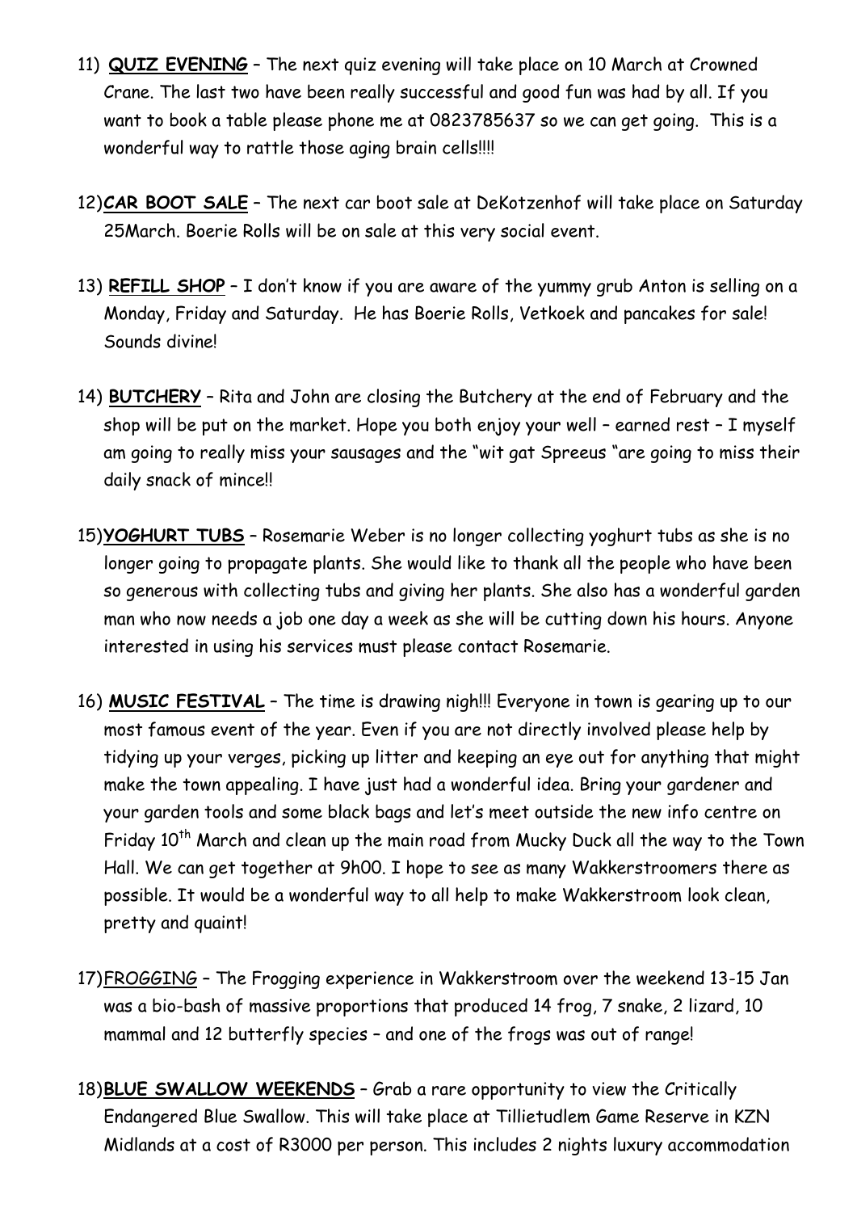11) **QUIZ EVENING** – The next quiz evening will take place on 10 March at Crowned Crane. The last two have been really successful and good fun was had by all. If you want to book a table please phone me at 0823785637 so we can get going. This is a wonderful way to rattle those aging brain cells!!!!

12) **CAR BOOT SALE** – The next car boot sale at DeKotzenhof will take place on Saturday 25March. Boerie Rolls will be on sale at this very social event.

13) **REFILL SHOP** – I don't know if you are aware of the yummy grub Anton is selling on a Monday, Friday and Saturday. He has Boerie Rolls, Vetkoek and pancakes for sale! Sounds divine!

14) **BUTCHERY** – Rita and John are closing the Butchery at the end of February and the shop will be put on the market. Hope you both enjoy your well – earned rest – I myself am going to really miss your sausages and the "wit gat Spreeus "are going to miss their daily snack of mince!!

15) **YOGHURT TUBS** – Rosemarie Weber is no longer collecting yoghurt tubs as she is no longer going to propagate plants. She would like to thank all the people who have been so generous with collecting tubs and giving her plants. She also has a wonderful garden man who now needs a job one day a week as she will be cutting down his hours. Anyone interested in using his services must please contact Rosemarie.

16) **MUSIC FESTIVAL** – The time is drawing nigh!!! Everyone in town is gearing up to our most famous event of the year. Even if you are not directly involved please help by tidying up your verges, picking up litter and keeping an eye out for anything that might make the town appealing. I have just had a wonderful idea. Bring your gardener and your garden tools and some black bags and let's meet outside the new info centre on Friday 10th March and clean up the main road from Mucky Duck all the way to the Town Hall. We can get together at 9h00. I hope to see as many Wakkerstroomers there as possible. It would be a wonderful way to all help to make Wakkerstroom look clean, pretty and quaint!

17) FROGGING – The Frogging experience in Wakkerstroom over the weekend 13-15 Jan was a bio-bash of massive proportions that produced 14 frog, 7 snake, 2 lizard, 10 mammal and 12 butterfly species – and one of the frogs was out of range!

18) **BLUE SWALLOW WEEKENDS** – Grab a rare opportunity to view the Critically Endangered Blue Swallow. This will take place at Tillietudlem Game Reserve in KZN Midlands at a cost of R3000 per person. This includes 2 nights luxury accommodation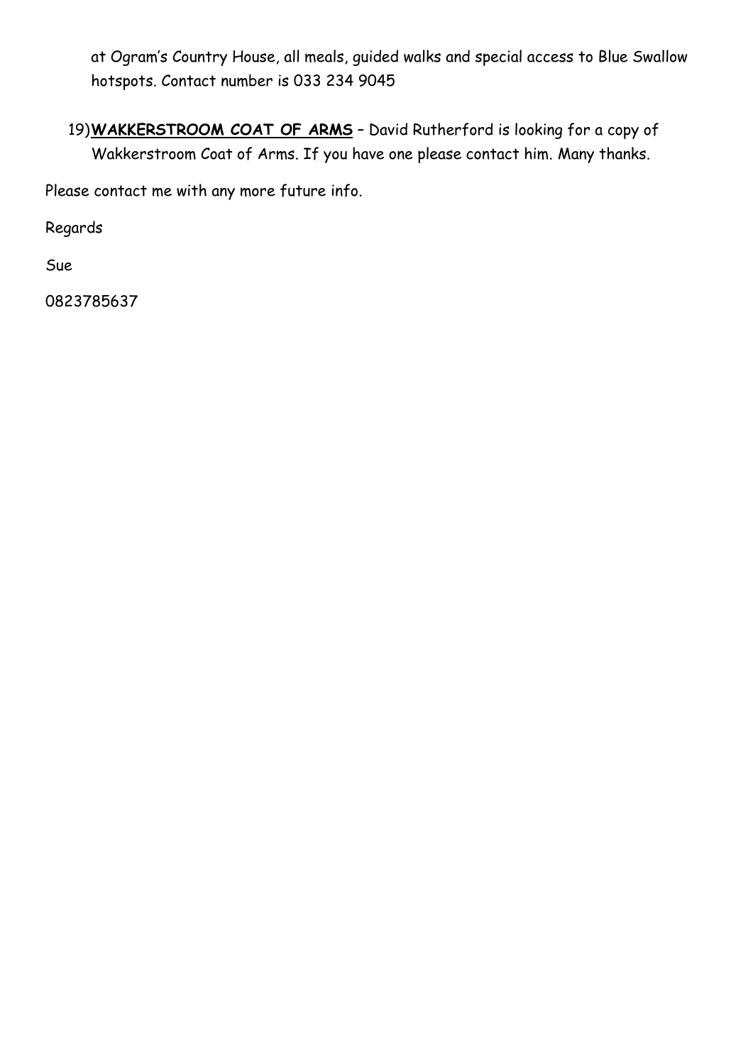at Ogram's Country House, all meals, guided walks and special access to Blue Swallow hotspots. Contact number is 033 234 9045

19) **WAKKERSTROOM COAT OF ARMS** – David Rutherford is looking for a copy of Wakkerstroom Coat of Arms. If you have one please contact him. Many thanks.

Please contact me with any more future info.

Regards

Sue

0823785637